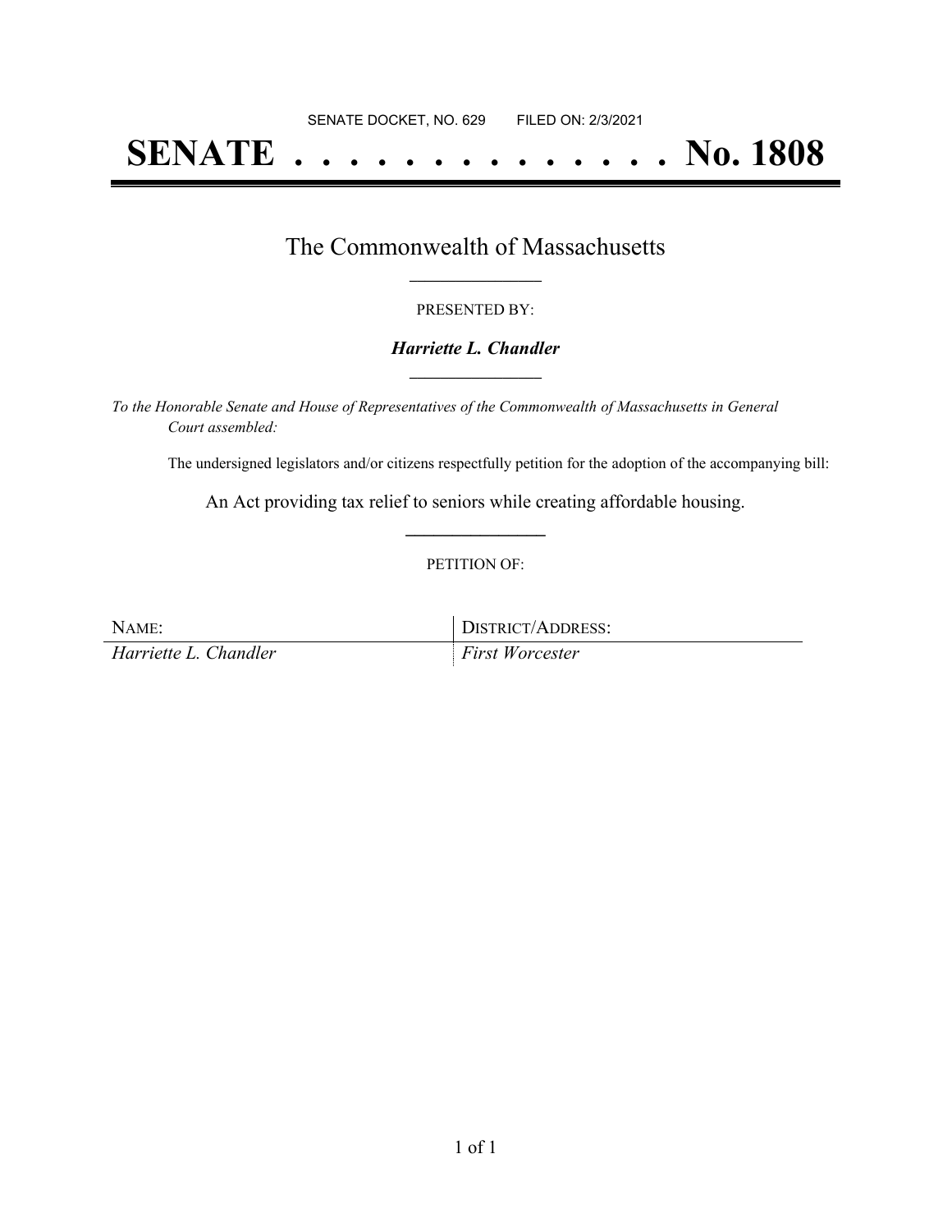SENATE DOCKET, NO. 629        FILED ON: 2/3/2021

# SENATE . . . . . . . . . . . . . . . No. 1808

## The Commonwealth of Massachusetts

PRESENTED BY:

***Harriette L. Chandler***

*To the Honorable Senate and House of Representatives of the Commonwealth of Massachusetts in General Court assembled:*

The undersigned legislators and/or citizens respectfully petition for the adoption of the accompanying bill:

An Act providing tax relief to seniors while creating affordable housing.

PETITION OF:

| NAME: | DISTRICT/ADDRESS: |
| --- | --- |
| *Harriette L. Chandler* | *First Worcester* |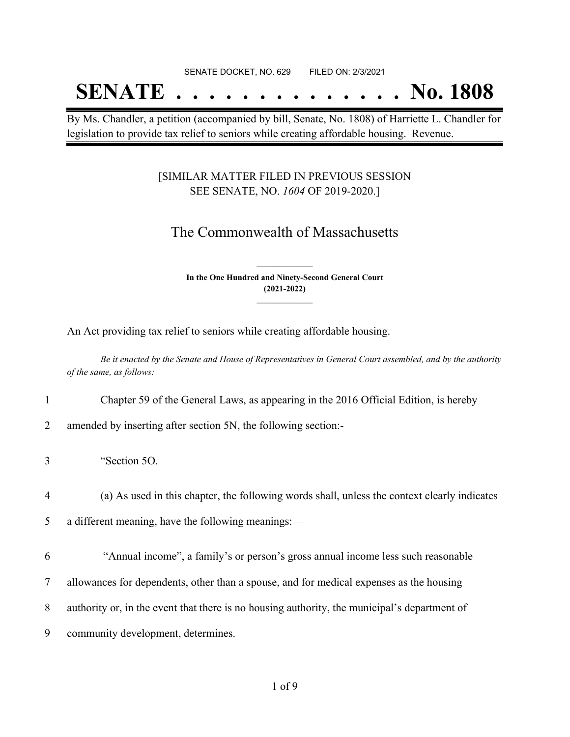SENATE DOCKET, NO. 629        FILED ON: 2/3/2021

# SENATE . . . . . . . . . . . . . . No. 1808

By Ms. Chandler, a petition (accompanied by bill, Senate, No. 1808) of Harriette L. Chandler for legislation to provide tax relief to seniors while creating affordable housing. Revenue.

[SIMILAR MATTER FILED IN PREVIOUS SESSION
SEE SENATE, NO. *1604* OF 2019-2020.]

## The Commonwealth of Massachusetts

**In the One Hundred and Ninety-Second General Court**
**(2021-2022)**

An Act providing tax relief to seniors while creating affordable housing.

*Be it enacted by the Senate and House of Representatives in General Court assembled, and by the authority of the same, as follows:*

1 Chapter 59 of the General Laws, as appearing in the 2016 Official Edition, is hereby
2 amended by inserting after section 5N, the following section:-

3 "Section 5O.

4 (a) As used in this chapter, the following words shall, unless the context clearly indicates
5 a different meaning, have the following meanings:—

6 "Annual income", a family's or person's gross annual income less such reasonable
7 allowances for dependents, other than a spouse, and for medical expenses as the housing
8 authority or, in the event that there is no housing authority, the municipal's department of
9 community development, determines.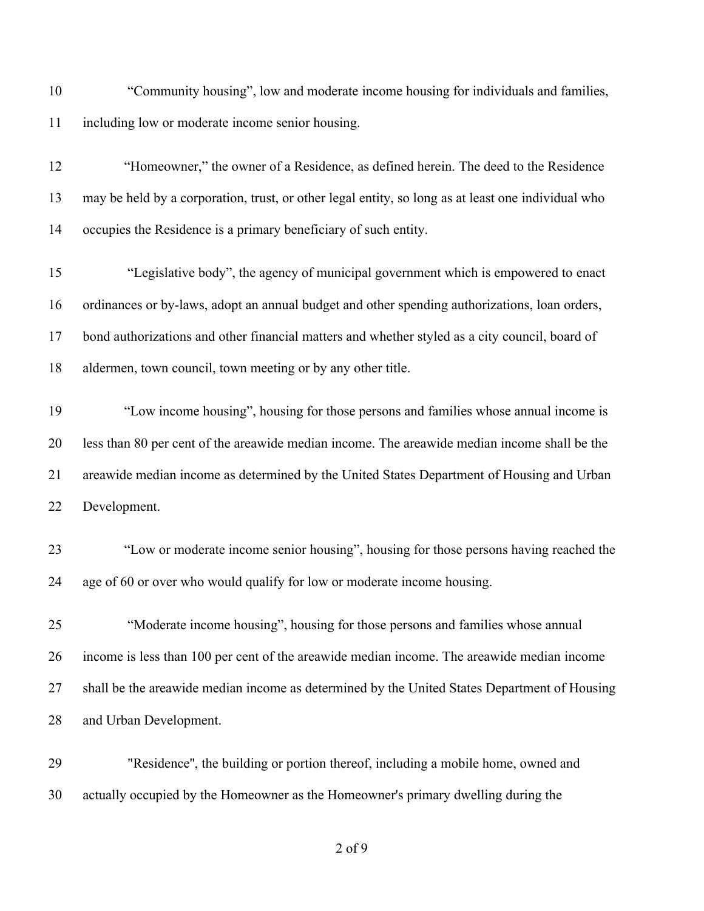"Community housing", low and moderate income housing for individuals and families, including low or moderate income senior housing.

"Homeowner," the owner of a Residence, as defined herein. The deed to the Residence may be held by a corporation, trust, or other legal entity, so long as at least one individual who occupies the Residence is a primary beneficiary of such entity.

"Legislative body", the agency of municipal government which is empowered to enact ordinances or by-laws, adopt an annual budget and other spending authorizations, loan orders, bond authorizations and other financial matters and whether styled as a city council, board of aldermen, town council, town meeting or by any other title.

"Low income housing", housing for those persons and families whose annual income is less than 80 per cent of the areawide median income. The areawide median income shall be the areawide median income as determined by the United States Department of Housing and Urban Development.

"Low or moderate income senior housing", housing for those persons having reached the age of 60 or over who would qualify for low or moderate income housing.

"Moderate income housing", housing for those persons and families whose annual income is less than 100 per cent of the areawide median income. The areawide median income shall be the areawide median income as determined by the United States Department of Housing and Urban Development.

"Residence", the building or portion thereof, including a mobile home, owned and actually occupied by the Homeowner as the Homeowner's primary dwelling during the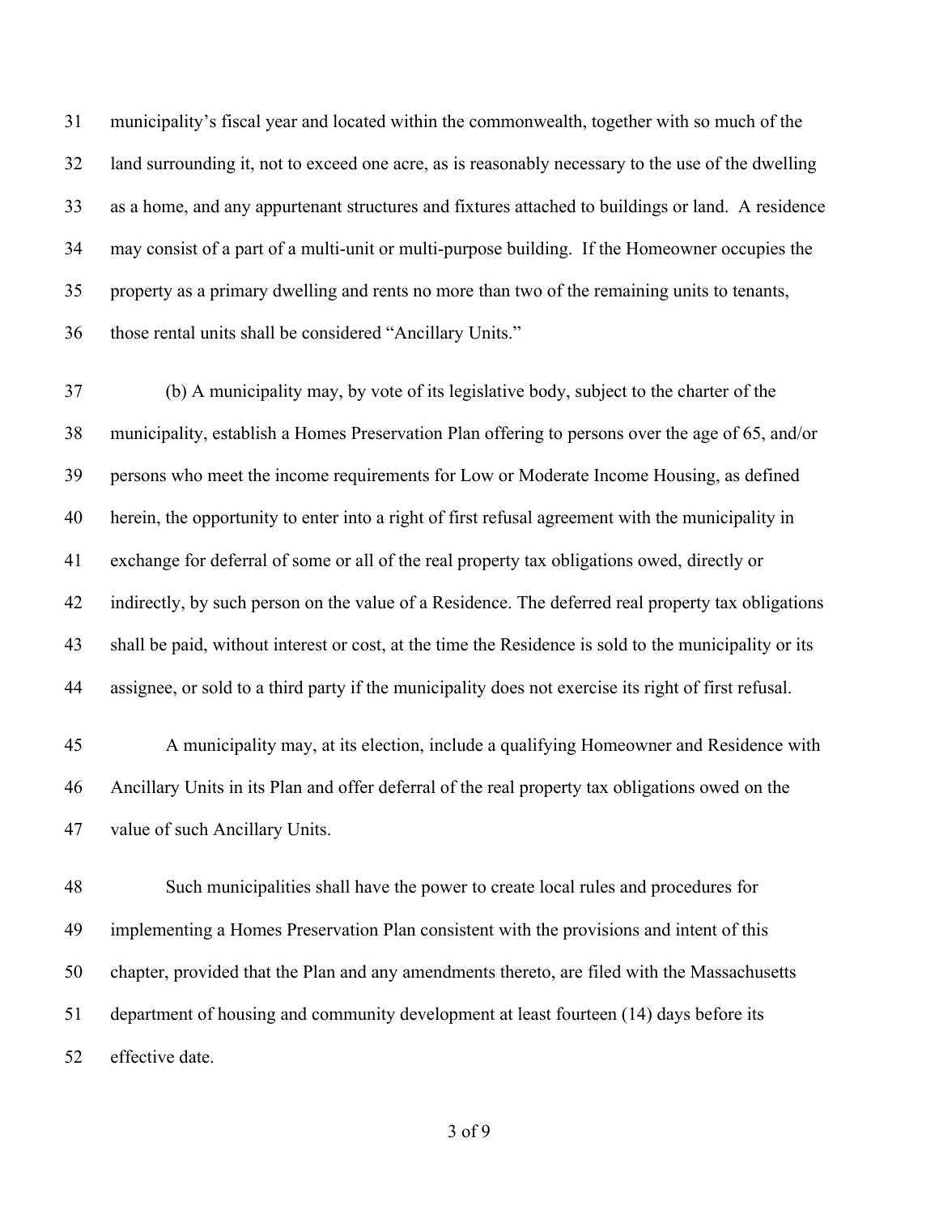municipality's fiscal year and located within the commonwealth, together with so much of the land surrounding it, not to exceed one acre, as is reasonably necessary to the use of the dwelling as a home, and any appurtenant structures and fixtures attached to buildings or land. A residence may consist of a part of a multi-unit or multi-purpose building. If the Homeowner occupies the property as a primary dwelling and rents no more than two of the remaining units to tenants, those rental units shall be considered "Ancillary Units."

(b) A municipality may, by vote of its legislative body, subject to the charter of the municipality, establish a Homes Preservation Plan offering to persons over the age of 65, and/or persons who meet the income requirements for Low or Moderate Income Housing, as defined herein, the opportunity to enter into a right of first refusal agreement with the municipality in exchange for deferral of some or all of the real property tax obligations owed, directly or indirectly, by such person on the value of a Residence. The deferred real property tax obligations shall be paid, without interest or cost, at the time the Residence is sold to the municipality or its assignee, or sold to a third party if the municipality does not exercise its right of first refusal.

A municipality may, at its election, include a qualifying Homeowner and Residence with Ancillary Units in its Plan and offer deferral of the real property tax obligations owed on the value of such Ancillary Units.

Such municipalities shall have the power to create local rules and procedures for implementing a Homes Preservation Plan consistent with the provisions and intent of this chapter, provided that the Plan and any amendments thereto, are filed with the Massachusetts department of housing and community development at least fourteen (14) days before its effective date.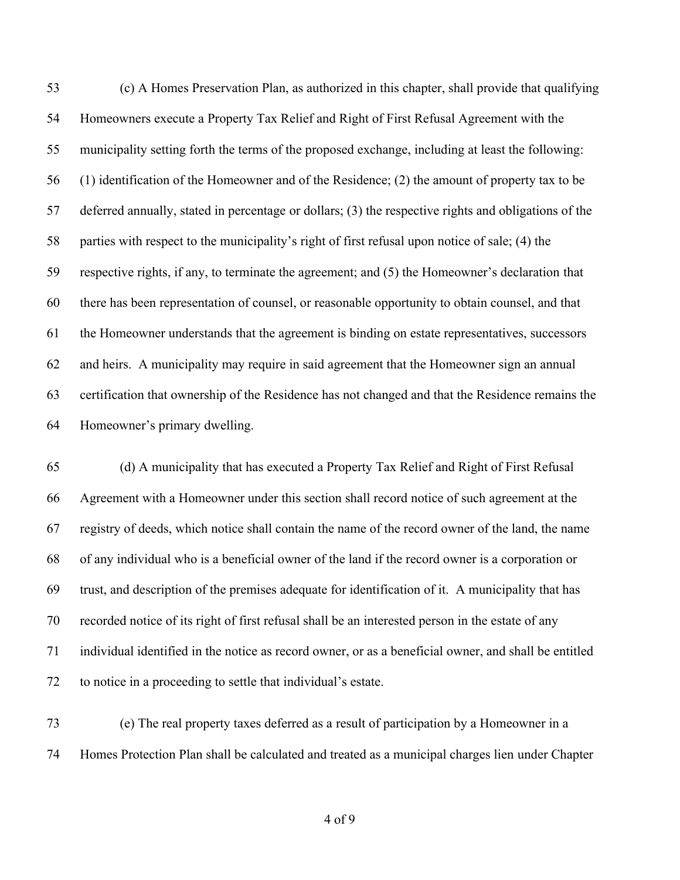(c) A Homes Preservation Plan, as authorized in this chapter, shall provide that qualifying Homeowners execute a Property Tax Relief and Right of First Refusal Agreement with the municipality setting forth the terms of the proposed exchange, including at least the following: (1) identification of the Homeowner and of the Residence; (2) the amount of property tax to be deferred annually, stated in percentage or dollars; (3) the respective rights and obligations of the parties with respect to the municipality's right of first refusal upon notice of sale; (4) the respective rights, if any, to terminate the agreement; and (5) the Homeowner's declaration that there has been representation of counsel, or reasonable opportunity to obtain counsel, and that the Homeowner understands that the agreement is binding on estate representatives, successors and heirs. A municipality may require in said agreement that the Homeowner sign an annual certification that ownership of the Residence has not changed and that the Residence remains the Homeowner's primary dwelling.

(d) A municipality that has executed a Property Tax Relief and Right of First Refusal Agreement with a Homeowner under this section shall record notice of such agreement at the registry of deeds, which notice shall contain the name of the record owner of the land, the name of any individual who is a beneficial owner of the land if the record owner is a corporation or trust, and description of the premises adequate for identification of it. A municipality that has recorded notice of its right of first refusal shall be an interested person in the estate of any individual identified in the notice as record owner, or as a beneficial owner, and shall be entitled to notice in a proceeding to settle that individual's estate.

(e) The real property taxes deferred as a result of participation by a Homeowner in a Homes Protection Plan shall be calculated and treated as a municipal charges lien under Chapter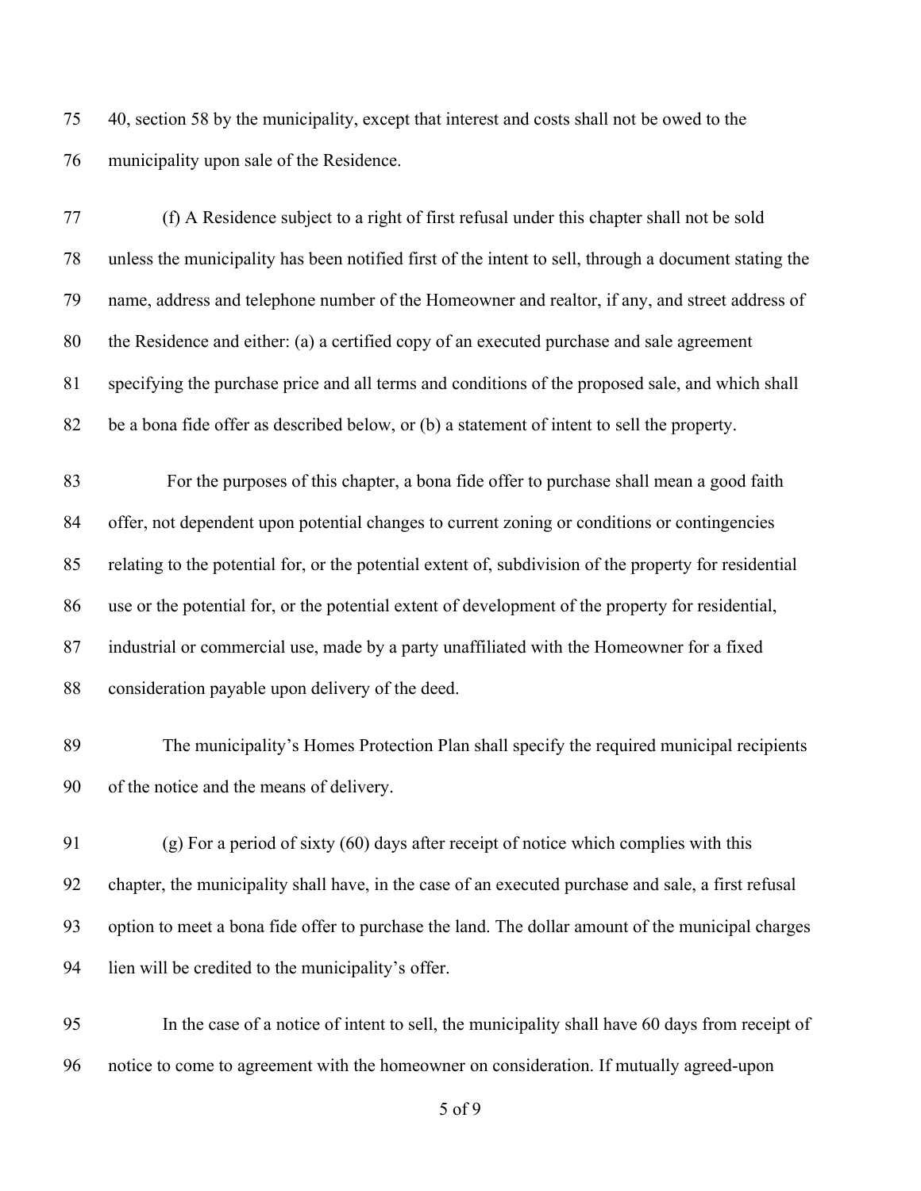40, section 58 by the municipality, except that interest and costs shall not be owed to the municipality upon sale of the Residence.

(f) A Residence subject to a right of first refusal under this chapter shall not be sold unless the municipality has been notified first of the intent to sell, through a document stating the name, address and telephone number of the Homeowner and realtor, if any, and street address of the Residence and either: (a) a certified copy of an executed purchase and sale agreement specifying the purchase price and all terms and conditions of the proposed sale, and which shall be a bona fide offer as described below, or (b) a statement of intent to sell the property.

For the purposes of this chapter, a bona fide offer to purchase shall mean a good faith offer, not dependent upon potential changes to current zoning or conditions or contingencies relating to the potential for, or the potential extent of, subdivision of the property for residential use or the potential for, or the potential extent of development of the property for residential, industrial or commercial use, made by a party unaffiliated with the Homeowner for a fixed consideration payable upon delivery of the deed.

The municipality's Homes Protection Plan shall specify the required municipal recipients of the notice and the means of delivery.

(g) For a period of sixty (60) days after receipt of notice which complies with this chapter, the municipality shall have, in the case of an executed purchase and sale, a first refusal option to meet a bona fide offer to purchase the land. The dollar amount of the municipal charges lien will be credited to the municipality's offer.

In the case of a notice of intent to sell, the municipality shall have 60 days from receipt of notice to come to agreement with the homeowner on consideration. If mutually agreed-upon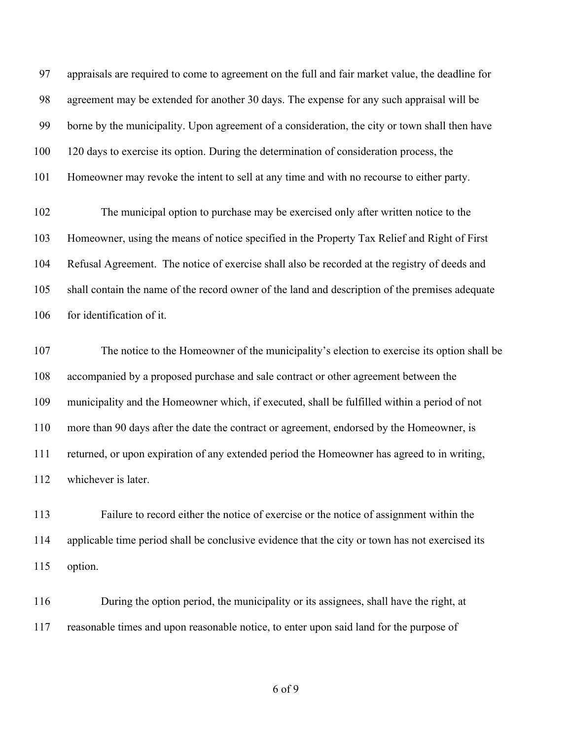appraisals are required to come to agreement on the full and fair market value, the deadline for agreement may be extended for another 30 days. The expense for any such appraisal will be borne by the municipality. Upon agreement of a consideration, the city or town shall then have 120 days to exercise its option. During the determination of consideration process, the Homeowner may revoke the intent to sell at any time and with no recourse to either party.

The municipal option to purchase may be exercised only after written notice to the Homeowner, using the means of notice specified in the Property Tax Relief and Right of First Refusal Agreement. The notice of exercise shall also be recorded at the registry of deeds and shall contain the name of the record owner of the land and description of the premises adequate for identification of it.

The notice to the Homeowner of the municipality's election to exercise its option shall be accompanied by a proposed purchase and sale contract or other agreement between the municipality and the Homeowner which, if executed, shall be fulfilled within a period of not more than 90 days after the date the contract or agreement, endorsed by the Homeowner, is returned, or upon expiration of any extended period the Homeowner has agreed to in writing, whichever is later.

Failure to record either the notice of exercise or the notice of assignment within the applicable time period shall be conclusive evidence that the city or town has not exercised its option.

During the option period, the municipality or its assignees, shall have the right, at reasonable times and upon reasonable notice, to enter upon said land for the purpose of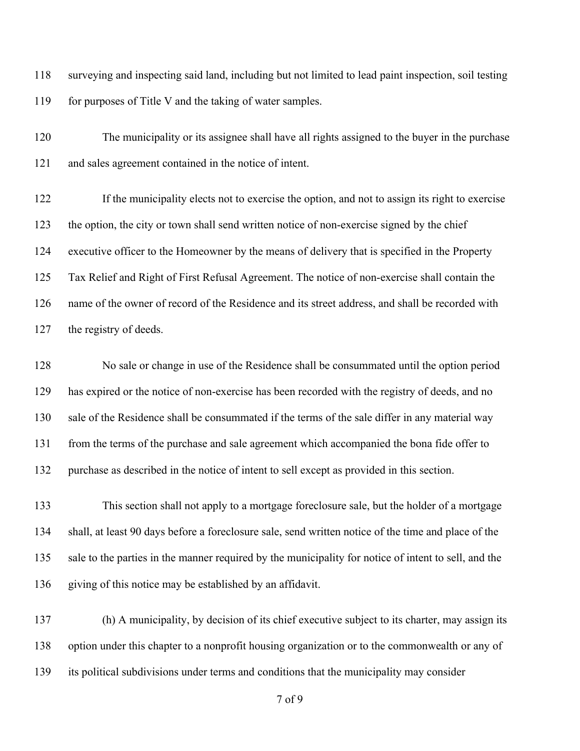surveying and inspecting said land, including but not limited to lead paint inspection, soil testing for purposes of Title V and the taking of water samples.

The municipality or its assignee shall have all rights assigned to the buyer in the purchase and sales agreement contained in the notice of intent.

If the municipality elects not to exercise the option, and not to assign its right to exercise the option, the city or town shall send written notice of non-exercise signed by the chief executive officer to the Homeowner by the means of delivery that is specified in the Property Tax Relief and Right of First Refusal Agreement. The notice of non-exercise shall contain the name of the owner of record of the Residence and its street address, and shall be recorded with the registry of deeds.

No sale or change in use of the Residence shall be consummated until the option period has expired or the notice of non-exercise has been recorded with the registry of deeds, and no sale of the Residence shall be consummated if the terms of the sale differ in any material way from the terms of the purchase and sale agreement which accompanied the bona fide offer to purchase as described in the notice of intent to sell except as provided in this section.

This section shall not apply to a mortgage foreclosure sale, but the holder of a mortgage shall, at least 90 days before a foreclosure sale, send written notice of the time and place of the sale to the parties in the manner required by the municipality for notice of intent to sell, and the giving of this notice may be established by an affidavit.

(h) A municipality, by decision of its chief executive subject to its charter, may assign its option under this chapter to a nonprofit housing organization or to the commonwealth or any of its political subdivisions under terms and conditions that the municipality may consider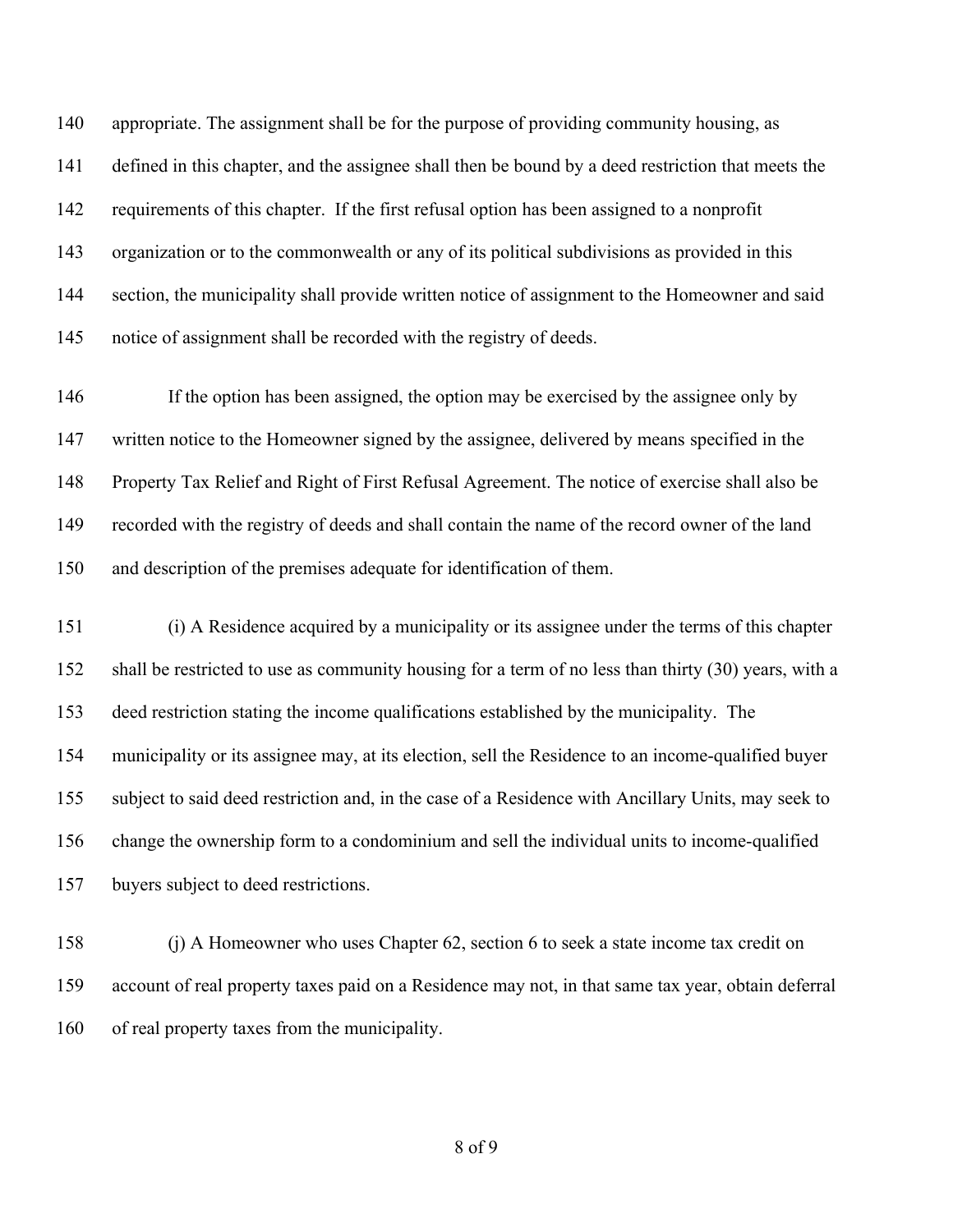appropriate. The assignment shall be for the purpose of providing community housing, as defined in this chapter, and the assignee shall then be bound by a deed restriction that meets the requirements of this chapter. If the first refusal option has been assigned to a nonprofit organization or to the commonwealth or any of its political subdivisions as provided in this section, the municipality shall provide written notice of assignment to the Homeowner and said notice of assignment shall be recorded with the registry of deeds.

If the option has been assigned, the option may be exercised by the assignee only by written notice to the Homeowner signed by the assignee, delivered by means specified in the Property Tax Relief and Right of First Refusal Agreement. The notice of exercise shall also be recorded with the registry of deeds and shall contain the name of the record owner of the land and description of the premises adequate for identification of them.

(i) A Residence acquired by a municipality or its assignee under the terms of this chapter shall be restricted to use as community housing for a term of no less than thirty (30) years, with a deed restriction stating the income qualifications established by the municipality. The municipality or its assignee may, at its election, sell the Residence to an income-qualified buyer subject to said deed restriction and, in the case of a Residence with Ancillary Units, may seek to change the ownership form to a condominium and sell the individual units to income-qualified buyers subject to deed restrictions.

(j) A Homeowner who uses Chapter 62, section 6 to seek a state income tax credit on account of real property taxes paid on a Residence may not, in that same tax year, obtain deferral of real property taxes from the municipality.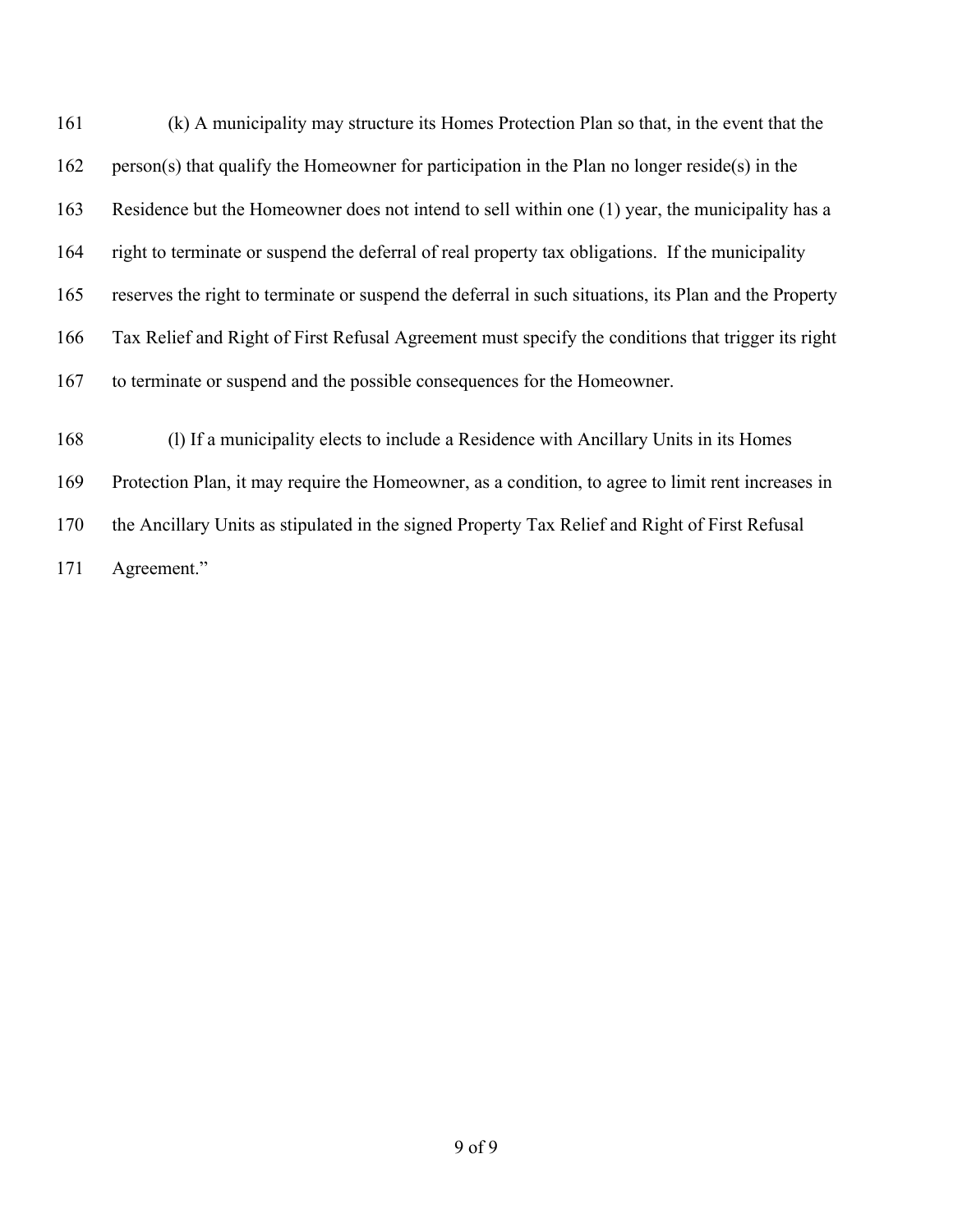(k) A municipality may structure its Homes Protection Plan so that, in the event that the person(s) that qualify the Homeowner for participation in the Plan no longer reside(s) in the Residence but the Homeowner does not intend to sell within one (1) year, the municipality has a right to terminate or suspend the deferral of real property tax obligations. If the municipality reserves the right to terminate or suspend the deferral in such situations, its Plan and the Property Tax Relief and Right of First Refusal Agreement must specify the conditions that trigger its right to terminate or suspend and the possible consequences for the Homeowner.

(l) If a municipality elects to include a Residence with Ancillary Units in its Homes Protection Plan, it may require the Homeowner, as a condition, to agree to limit rent increases in the Ancillary Units as stipulated in the signed Property Tax Relief and Right of First Refusal Agreement."